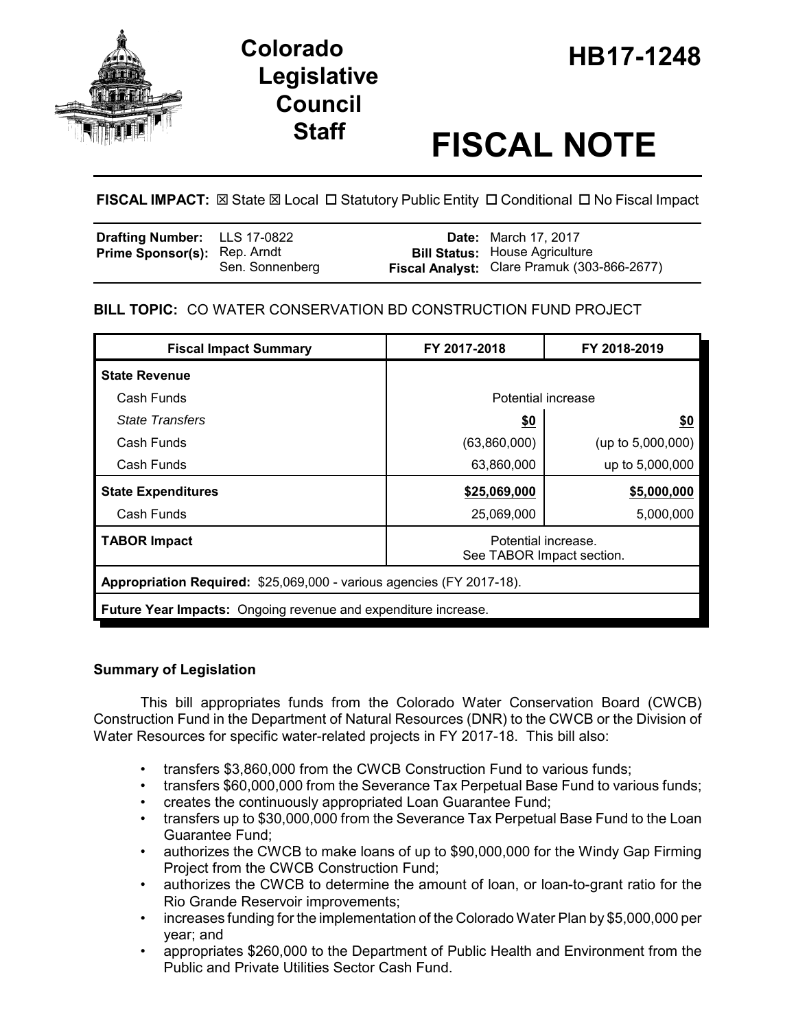# Colorado Legislative Council Staff

# HB17-1248

# FISCAL NOTE

**FISCAL IMPACT:** ☒ State ☒ Local ☐ Statutory Public Entity ☐ Conditional ☐ No Fiscal Impact

| | | | |
|---|---|---|---|
| **Drafting Number:** | LLS 17-0822 | **Date:** | March 17, 2017 |
| **Prime Sponsor(s):** | Rep. Arndt<br>Sen. Sonnenberg | **Bill Status:** | House Agriculture |
| | | **Fiscal Analyst:** | Clare Pramuk (303-866-2677) |

**BILL TOPIC:** CO WATER CONSERVATION BD CONSTRUCTION FUND PROJECT

| Fiscal Impact Summary | FY 2017-2018 | FY 2018-2019 |
|---|---|---|
| **State Revenue** | | |
| Cash Funds | Potential increase | |
| *State Transfers* | **$0** | **$0** |
| Cash Funds | (63,860,000) | (up to 5,000,000) |
| Cash Funds | 63,860,000 | up to 5,000,000 |
| **State Expenditures** | **$25,069,000** | **$5,000,000** |
| Cash Funds | 25,069,000 | 5,000,000 |
| **TABOR Impact** | Potential increase. See TABOR Impact section. | |
| **Appropriation Required:** $25,069,000 - various agencies (FY 2017-18). | | |
| **Future Year Impacts:** Ongoing revenue and expenditure increase. | | |

## Summary of Legislation

This bill appropriates funds from the Colorado Water Conservation Board (CWCB) Construction Fund in the Department of Natural Resources (DNR) to the CWCB or the Division of Water Resources for specific water-related projects in FY 2017-18. This bill also:

- transfers $3,860,000 from the CWCB Construction Fund to various funds;
- transfers $60,000,000 from the Severance Tax Perpetual Base Fund to various funds;
- creates the continuously appropriated Loan Guarantee Fund;
- transfers up to $30,000,000 from the Severance Tax Perpetual Base Fund to the Loan Guarantee Fund;
- authorizes the CWCB to make loans of up to $90,000,000 for the Windy Gap Firming Project from the CWCB Construction Fund;
- authorizes the CWCB to determine the amount of loan, or loan-to-grant ratio for the Rio Grande Reservoir improvements;
- increases funding for the implementation of the Colorado Water Plan by $5,000,000 per year; and
- appropriates $260,000 to the Department of Public Health and Environment from the Public and Private Utilities Sector Cash Fund.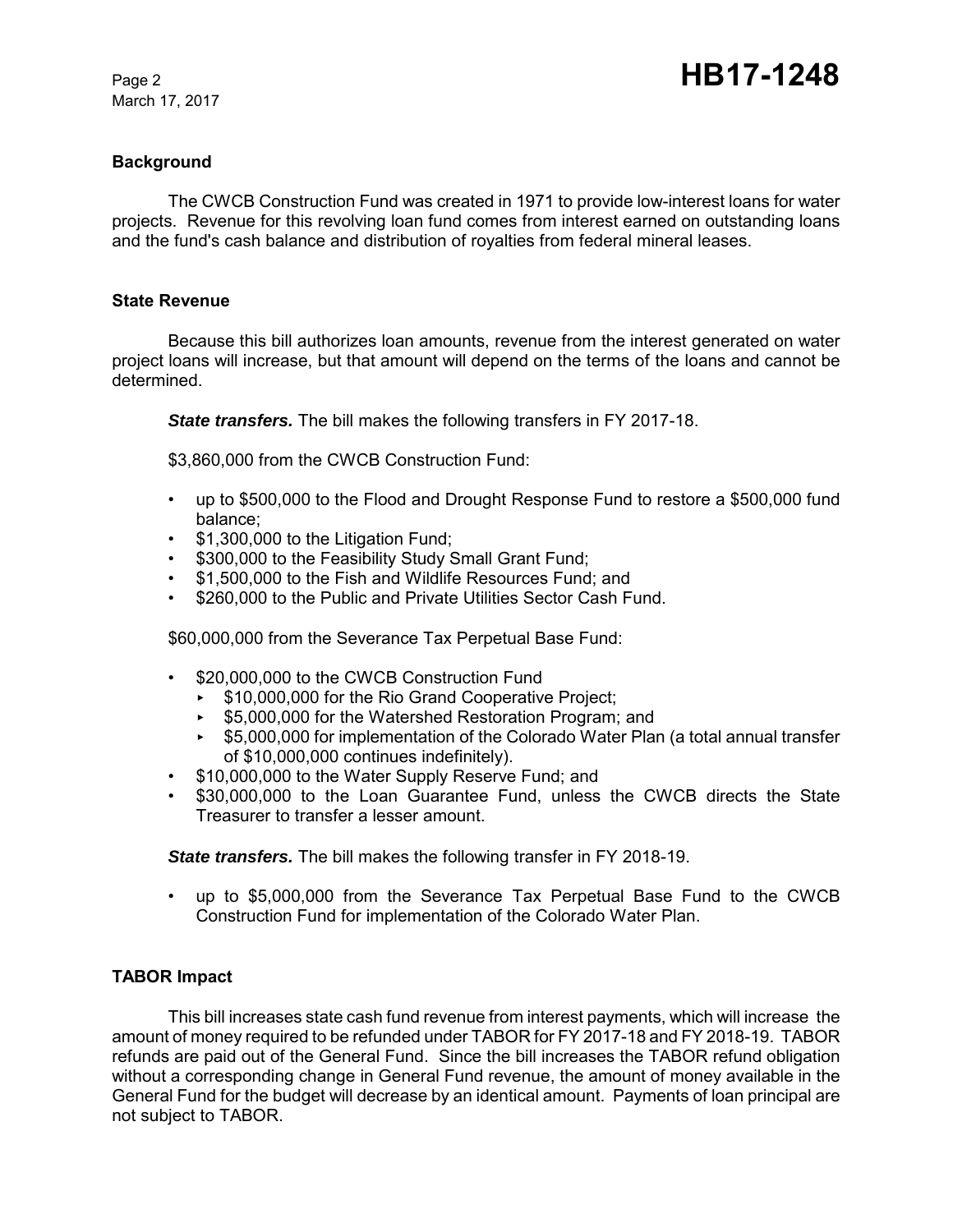## Background

The CWCB Construction Fund was created in 1971 to provide low-interest loans for water projects. Revenue for this revolving loan fund comes from interest earned on outstanding loans and the fund's cash balance and distribution of royalties from federal mineral leases.

## State Revenue

Because this bill authorizes loan amounts, revenue from the interest generated on water project loans will increase, but that amount will depend on the terms of the loans and cannot be determined.

***State transfers.*** The bill makes the following transfers in FY 2017-18.

$3,860,000 from the CWCB Construction Fund:

- up to $500,000 to the Flood and Drought Response Fund to restore a $500,000 fund balance;
- $1,300,000 to the Litigation Fund;
- $300,000 to the Feasibility Study Small Grant Fund;
- $1,500,000 to the Fish and Wildlife Resources Fund; and
- $260,000 to the Public and Private Utilities Sector Cash Fund.

$60,000,000 from the Severance Tax Perpetual Base Fund:

- $20,000,000 to the CWCB Construction Fund
  - $10,000,000 for the Rio Grand Cooperative Project;
  - $5,000,000 for the Watershed Restoration Program; and
  - $5,000,000 for implementation of the Colorado Water Plan (a total annual transfer of $10,000,000 continues indefinitely).
- $10,000,000 to the Water Supply Reserve Fund; and
- $30,000,000 to the Loan Guarantee Fund, unless the CWCB directs the State Treasurer to transfer a lesser amount.

***State transfers.*** The bill makes the following transfer in FY 2018-19.

- up to $5,000,000 from the Severance Tax Perpetual Base Fund to the CWCB Construction Fund for implementation of the Colorado Water Plan.

## TABOR Impact

This bill increases state cash fund revenue from interest payments, which will increase the amount of money required to be refunded under TABOR for FY 2017-18 and FY 2018-19. TABOR refunds are paid out of the General Fund. Since the bill increases the TABOR refund obligation without a corresponding change in General Fund revenue, the amount of money available in the General Fund for the budget will decrease by an identical amount. Payments of loan principal are not subject to TABOR.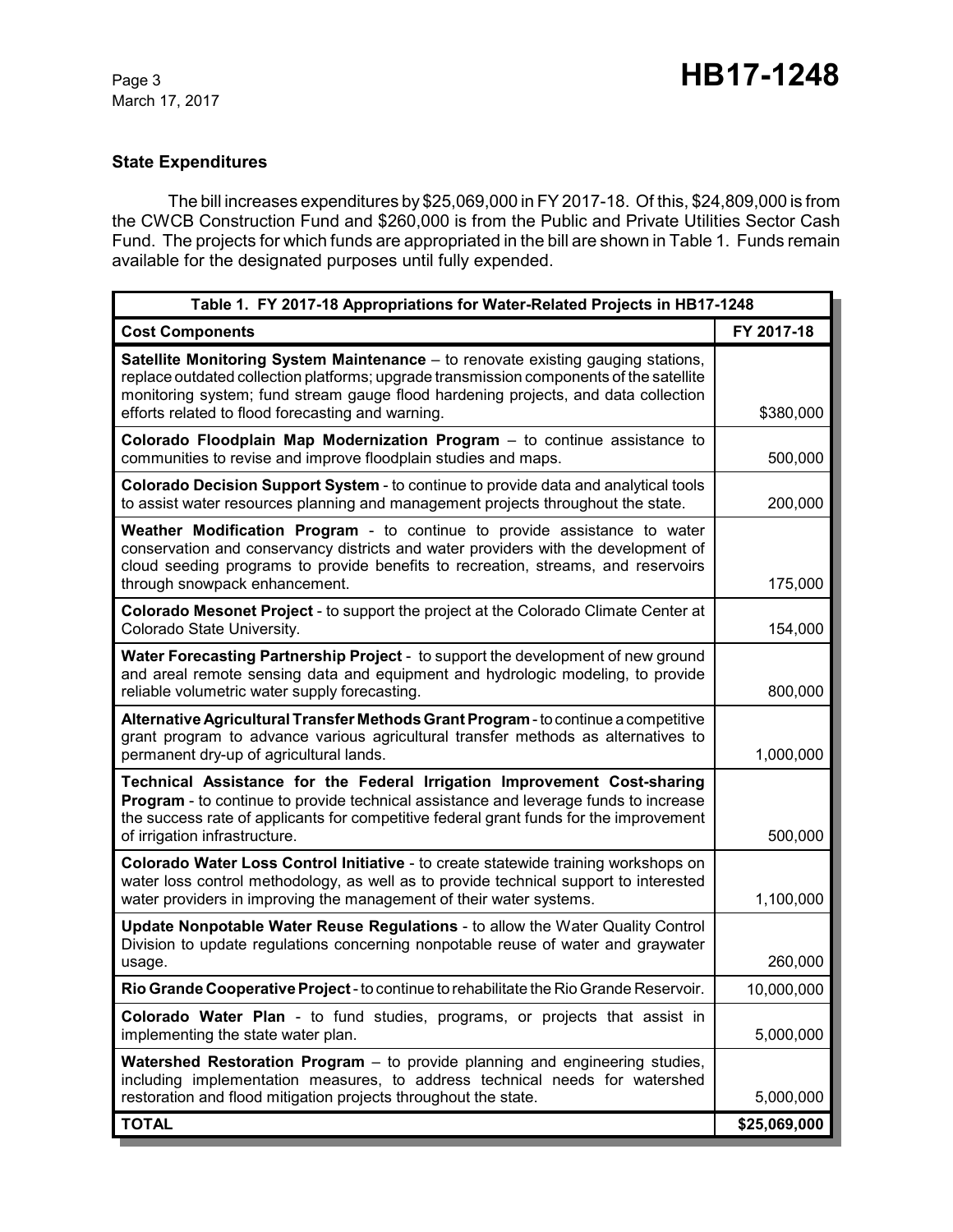### State Expenditures

The bill increases expenditures by $25,069,000 in FY 2017-18. Of this, $24,809,000 is from the CWCB Construction Fund and $260,000 is from the Public and Private Utilities Sector Cash Fund. The projects for which funds are appropriated in the bill are shown in Table 1. Funds remain available for the designated purposes until fully expended.

| Table 1. FY 2017-18 Appropriations for Water-Related Projects in HB17-1248 | |
|---|---|
| **Cost Components** | **FY 2017-18** |
| **Satellite Monitoring System Maintenance** – to renovate existing gauging stations, replace outdated collection platforms; upgrade transmission components of the satellite monitoring system; fund stream gauge flood hardening projects, and data collection efforts related to flood forecasting and warning. | $380,000 |
| **Colorado Floodplain Map Modernization Program** – to continue assistance to communities to revise and improve floodplain studies and maps. | 500,000 |
| **Colorado Decision Support System** - to continue to provide data and analytical tools to assist water resources planning and management projects throughout the state. | 200,000 |
| **Weather Modification Program** - to continue to provide assistance to water conservation and conservancy districts and water providers with the development of cloud seeding programs to provide benefits to recreation, streams, and reservoirs through snowpack enhancement. | 175,000 |
| **Colorado Mesonet Project** - to support the project at the Colorado Climate Center at Colorado State University. | 154,000 |
| **Water Forecasting Partnership Project** - to support the development of new ground and areal remote sensing data and equipment and hydrologic modeling, to provide reliable volumetric water supply forecasting. | 800,000 |
| **Alternative Agricultural Transfer Methods Grant Program** - to continue a competitive grant program to advance various agricultural transfer methods as alternatives to permanent dry-up of agricultural lands. | 1,000,000 |
| **Technical Assistance for the Federal Irrigation Improvement Cost-sharing Program** - to continue to provide technical assistance and leverage funds to increase the success rate of applicants for competitive federal grant funds for the improvement of irrigation infrastructure. | 500,000 |
| **Colorado Water Loss Control Initiative** - to create statewide training workshops on water loss control methodology, as well as to provide technical support to interested water providers in improving the management of their water systems. | 1,100,000 |
| **Update Nonpotable Water Reuse Regulations** - to allow the Water Quality Control Division to update regulations concerning nonpotable reuse of water and graywater usage. | 260,000 |
| **Rio Grande Cooperative Project** - to continue to rehabilitate the Rio Grande Reservoir. | 10,000,000 |
| **Colorado Water Plan** - to fund studies, programs, or projects that assist in implementing the state water plan. | 5,000,000 |
| **Watershed Restoration Program** – to provide planning and engineering studies, including implementation measures, to address technical needs for watershed restoration and flood mitigation projects throughout the state. | 5,000,000 |
| **TOTAL** | **$25,069,000** |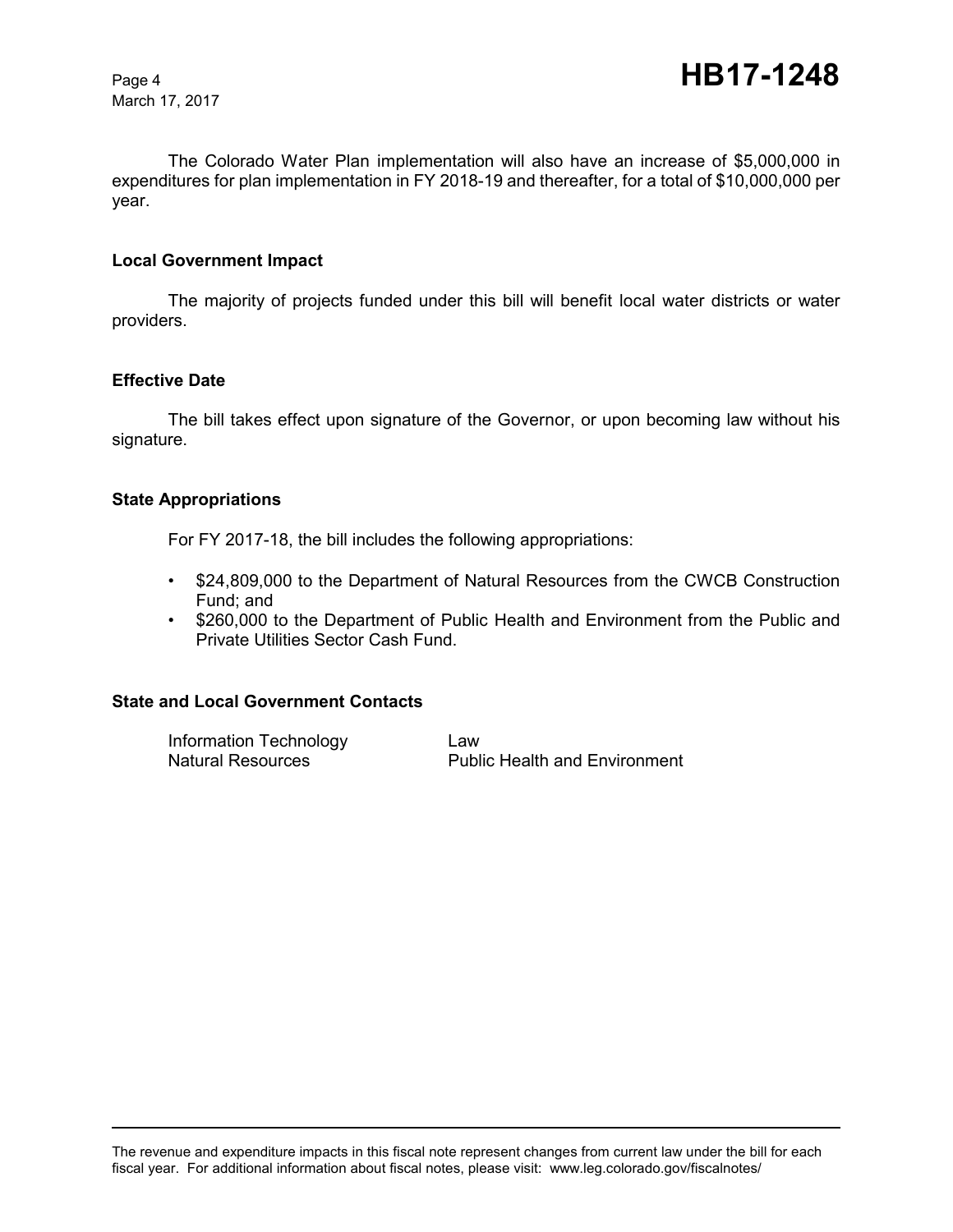The Colorado Water Plan implementation will also have an increase of $5,000,000 in expenditures for plan implementation in FY 2018-19 and thereafter, for a total of $10,000,000 per year.

**Local Government Impact**

The majority of projects funded under this bill will benefit local water districts or water providers.

**Effective Date**

The bill takes effect upon signature of the Governor, or upon becoming law without his signature.

**State Appropriations**

For FY 2017-18, the bill includes the following appropriations:

- $24,809,000 to the Department of Natural Resources from the CWCB Construction Fund; and
- $260,000 to the Department of Public Health and Environment from the Public and Private Utilities Sector Cash Fund.

**State and Local Government Contacts**

| | |
|---|---|
| Information Technology | Law |
| Natural Resources | Public Health and Environment |

The revenue and expenditure impacts in this fiscal note represent changes from current law under the bill for each fiscal year. For additional information about fiscal notes, please visit: www.leg.colorado.gov/fiscalnotes/